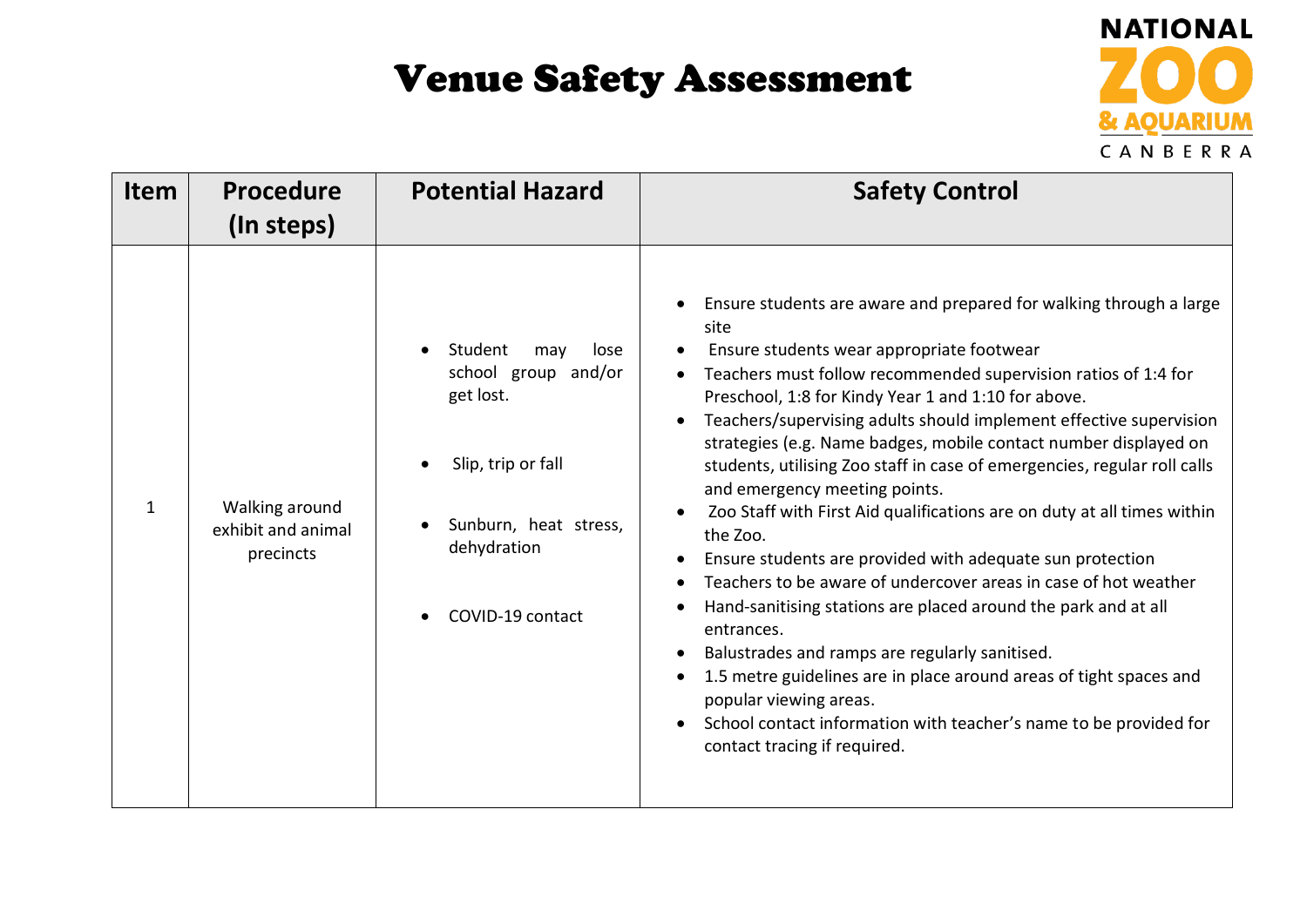# Venue Safety Assessment

NATIONAL ZOO & AQUARIUM CANBERRA

| Item | Procedure (In steps) | Potential Hazard | Safety Control |
|---|---|---|---|
| 1 | Walking around exhibit and animal precincts | • Student may lose school group and/or get lost.<br>• Slip, trip or fall<br>• Sunburn, heat stress, dehydration<br>• COVID-19 contact | • Ensure students are aware and prepared for walking through a large site<br>• Ensure students wear appropriate footwear<br>• Teachers must follow recommended supervision ratios of 1:4 for Preschool, 1:8 for Kindy Year 1 and 1:10 for above.<br>• Teachers/supervising adults should implement effective supervision strategies (e.g. Name badges, mobile contact number displayed on students, utilising Zoo staff in case of emergencies, regular roll calls and emergency meeting points.<br>• Zoo Staff with First Aid qualifications are on duty at all times within the Zoo.<br>• Ensure students are provided with adequate sun protection<br>• Teachers to be aware of undercover areas in case of hot weather<br>• Hand-sanitising stations are placed around the park and at all entrances.<br>• Balustrades and ramps are regularly sanitised.<br>• 1.5 metre guidelines are in place around areas of tight spaces and popular viewing areas.<br>• School contact information with teacher's name to be provided for contact tracing if required. |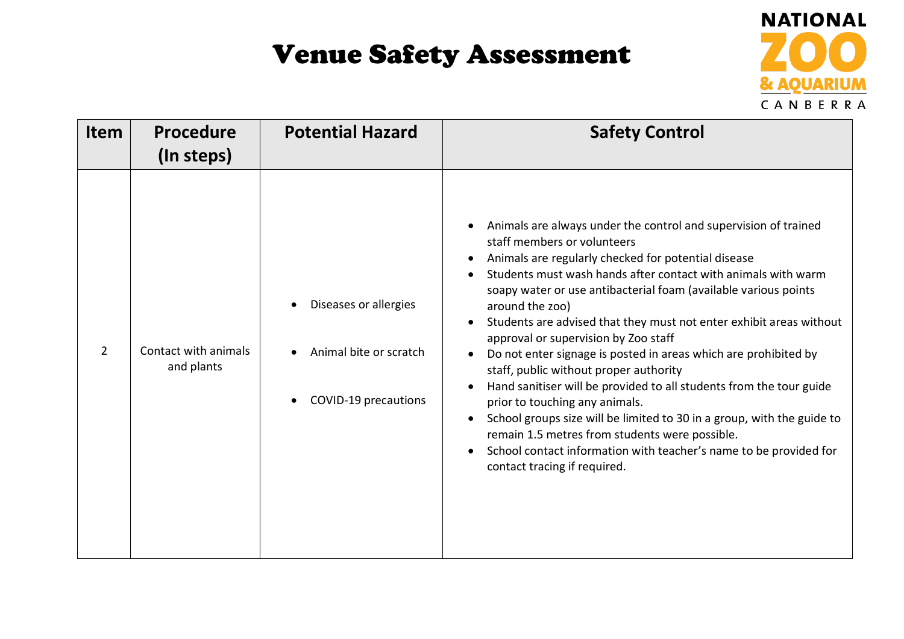# Venue Safety Assessment

NATIONAL ZOO & AQUARIUM CANBERRA

| Item | Procedure (In steps) | Potential Hazard | Safety Control |
|---|---|---|---|
| 2 | Contact with animals and plants | • Diseases or allergies<br>• Animal bite or scratch<br>• COVID-19 precautions | • Animals are always under the control and supervision of trained staff members or volunteers<br>• Animals are regularly checked for potential disease<br>• Students must wash hands after contact with animals with warm soapy water or use antibacterial foam (available various points around the zoo)<br>• Students are advised that they must not enter exhibit areas without approval or supervision by Zoo staff<br>• Do not enter signage is posted in areas which are prohibited by staff, public without proper authority<br>• Hand sanitiser will be provided to all students from the tour guide prior to touching any animals.<br>• School groups size will be limited to 30 in a group, with the guide to remain 1.5 metres from students were possible.<br>• School contact information with teacher's name to be provided for contact tracing if required. |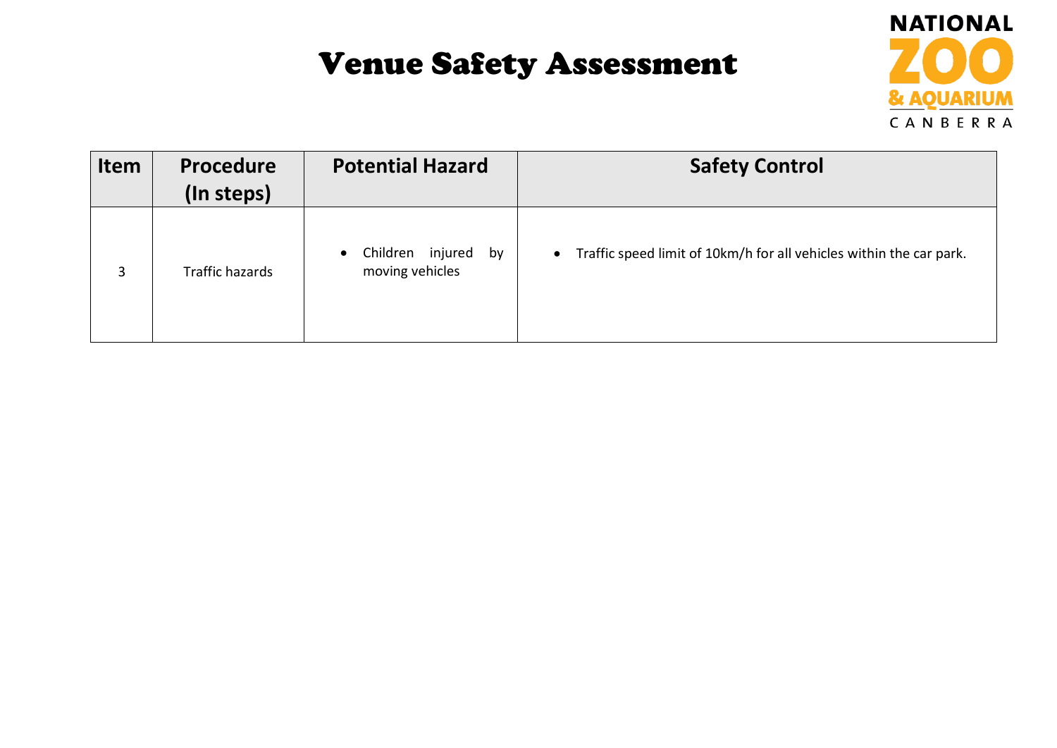# Venue Safety Assessment

NATIONAL ZOO & AQUARIUM CANBERRA

| Item | Procedure (In steps) | Potential Hazard | Safety Control |
|---|---|---|---|
| 3 | Traffic hazards | • Children injured by moving vehicles | • Traffic speed limit of 10km/h for all vehicles within the car park. |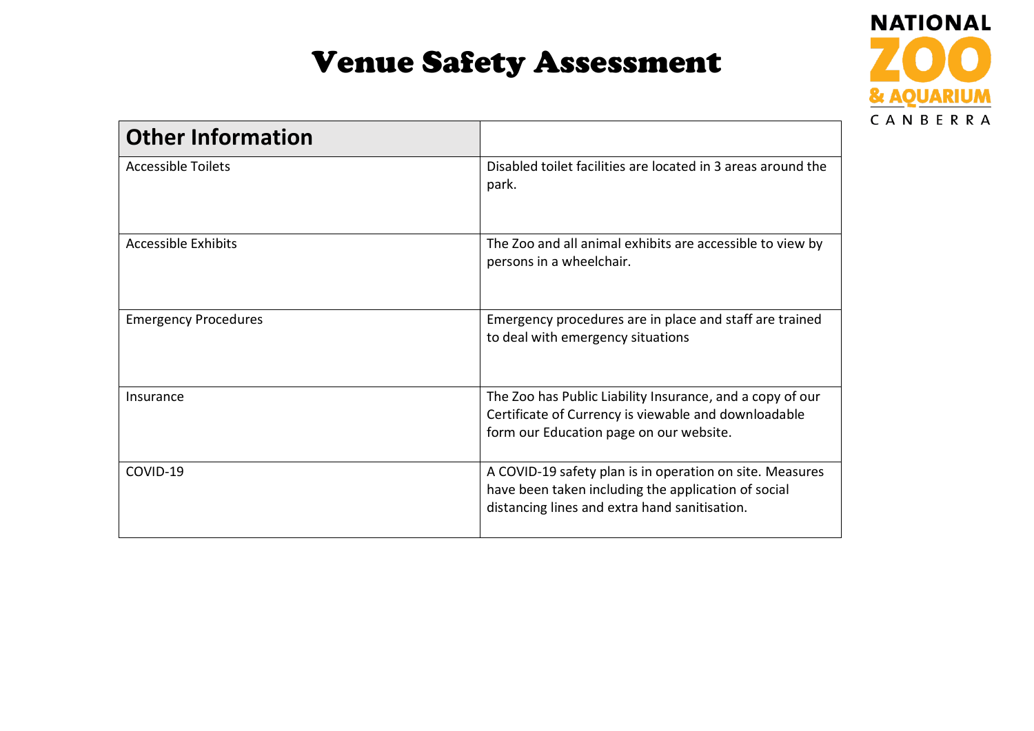# Venue Safety Assessment

NATIONAL ZOO & AQUARIUM CANBERRA

| Other Information | |
|---|---|
| Accessible Toilets | Disabled toilet facilities are located in 3 areas around the park. |
| Accessible Exhibits | The Zoo and all animal exhibits are accessible to view by persons in a wheelchair. |
| Emergency Procedures | Emergency procedures are in place and staff are trained to deal with emergency situations |
| Insurance | The Zoo has Public Liability Insurance, and a copy of our Certificate of Currency is viewable and downloadable form our Education page on our website. |
| COVID-19 | A COVID-19 safety plan is in operation on site. Measures have been taken including the application of social distancing lines and extra hand sanitisation. |